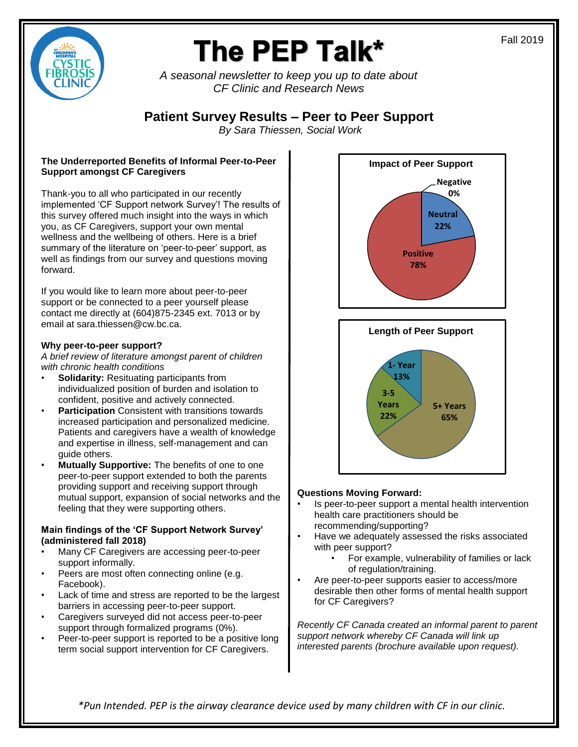# The PEP Talk*

Fall 2019

*A seasonal newsletter to keep you up to date about CF Clinic and Research News*

## Patient Survey Results – Peer to Peer Support

*By Sara Thiessen, Social Work*

### The Underreported Benefits of Informal Peer-to-Peer Support amongst CF Caregivers

Thank-you to all who participated in our recently implemented 'CF Support network Survey'! The results of this survey offered much insight into the ways in which you, as CF Caregivers, support your own mental wellness and the wellbeing of others. Here is a brief summary of the literature on 'peer-to-peer' support, as well as findings from our survey and questions moving forward.

If you would like to learn more about peer-to-peer support or be connected to a peer yourself please contact me directly at (604)875-2345 ext. 7013 or by email at sara.thiessen@cw.bc.ca.

### Why peer-to-peer support?

*A brief review of literature amongst parent of children with chronic health conditions*

- **Solidarity:** Resituating participants from individualized position of burden and isolation to confident, positive and actively connected.
- **Participation** Consistent with transitions towards increased participation and personalized medicine. Patients and caregivers have a wealth of knowledge and expertise in illness, self-management and can guide others.
- **Mutually Supportive:** The benefits of one to one peer-to-peer support extended to both the parents providing support and receiving support through mutual support, expansion of social networks and the feeling that they were supporting others.

### Main findings of the 'CF Support Network Survey' (administered fall 2018)

- Many CF Caregivers are accessing peer-to-peer support informally.
- Peers are most often connecting online (e.g. Facebook).
- Lack of time and stress are reported to be the largest barriers in accessing peer-to-peer support.
- Caregivers surveyed did not access peer-to-peer support through formalized programs (0%).
- Peer-to-peer support is reported to be a positive long term social support intervention for CF Caregivers.

**Impact of Peer Support**

| Response | Percentage |
|---|---|
| Positive | 78% |
| Neutral | 22% |
| Negative | 0% |

**Length of Peer Support**

| Length | Percentage |
|---|---|
| 5+ Years | 65% |
| 3-5 Years | 22% |
| 1- Year | 13% |

### Questions Moving Forward:

- Is peer-to-peer support a mental health intervention health care practitioners should be recommending/supporting?
- Have we adequately assessed the risks associated with peer support?
  - For example, vulnerability of families or lack of regulation/training.
- Are peer-to-peer supports easier to access/more desirable then other forms of mental health support for CF Caregivers?

*Recently CF Canada created an informal parent to parent support network whereby CF Canada will link up interested parents (brochure available upon request).*

*\*Pun Intended. PEP is the airway clearance device used by many children with CF in our clinic.*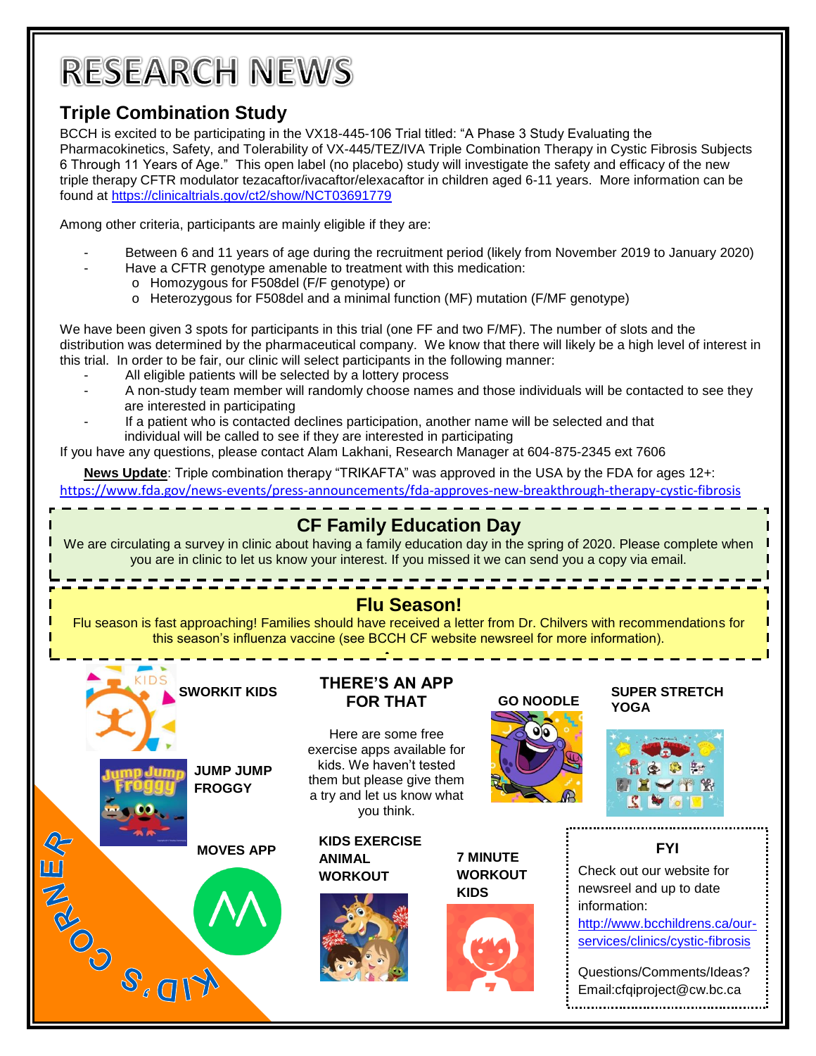# RESEARCH NEWS

## Triple Combination Study

BCCH is excited to be participating in the VX18-445-106 Trial titled: "A Phase 3 Study Evaluating the Pharmacokinetics, Safety, and Tolerability of VX-445/TEZ/IVA Triple Combination Therapy in Cystic Fibrosis Subjects 6 Through 11 Years of Age." This open label (no placebo) study will investigate the safety and efficacy of the new triple therapy CFTR modulator tezacaftor/ivacaftor/elexacaftor in children aged 6-11 years. More information can be found at https://clinicaltrials.gov/ct2/show/NCT03691779

Among other criteria, participants are mainly eligible if they are:

- Between 6 and 11 years of age during the recruitment period (likely from November 2019 to January 2020)
- Have a CFTR genotype amenable to treatment with this medication:
  - Homozygous for F508del (F/F genotype) or
  - Heterozygous for F508del and a minimal function (MF) mutation (F/MF genotype)

We have been given 3 spots for participants in this trial (one FF and two F/MF). The number of slots and the distribution was determined by the pharmaceutical company. We know that there will likely be a high level of interest in this trial. In order to be fair, our clinic will select participants in the following manner:

- All eligible patients will be selected by a lottery process
- A non-study team member will randomly choose names and those individuals will be contacted to see they are interested in participating
- If a patient who is contacted declines participation, another name will be selected and that individual will be called to see if they are interested in participating

If you have any questions, please contact Alam Lakhani, Research Manager at 604-875-2345 ext 7606

**News Update**: Triple combination therapy "TRIKAFTA" was approved in the USA by the FDA for ages 12+: https://www.fda.gov/news-events/press-announcements/fda-approves-new-breakthrough-therapy-cystic-fibrosis

## CF Family Education Day

We are circulating a survey in clinic about having a family education day in the spring of 2020. Please complete when you are in clinic to let us know your interest. If you missed it we can send you a copy via email.

## Flu Season!

Flu season is fast approaching! Families should have received a letter from Dr. Chilvers with recommendations for this season's influenza vaccine (see BCCH CF website newsreel for more information).

## KID'S CORNER

### THERE'S AN APP FOR THAT

Here are some free exercise apps available for kids. We haven't tested them but please give them a try and let us know what you think.

- **SWORKIT KIDS**
- **JUMP JUMP FROGGY**
- **MOVES APP**
- **GO NOODLE**
- **SUPER STRETCH YOGA**
- **KIDS EXERCISE ANIMAL WORKOUT**
- **7 MINUTE WORKOUT KIDS**

### FYI

Check out our website for newsreel and up to date information: http://www.bcchildrens.ca/our-services/clinics/cystic-fibrosis

Questions/Comments/Ideas? Email:cfqiproject@cw.bc.ca